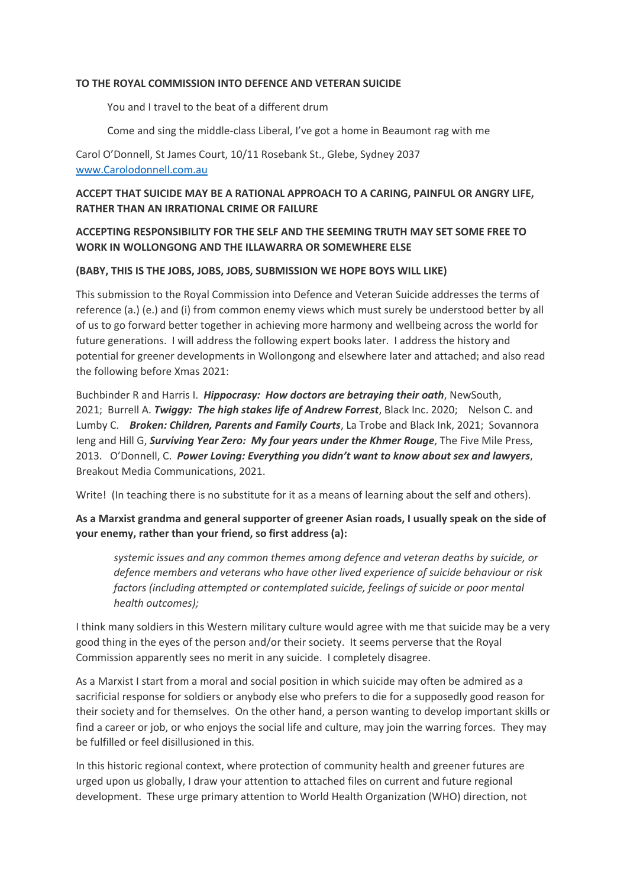**TO THE ROYAL COMMISSION INTO DEFENCE AND VETERAN SUICIDE**

> You and I travel to the beat of a different drum
>
> Come and sing the middle-class Liberal, I've got a home in Beaumont rag with me

Carol O'Donnell, St James Court, 10/11 Rosebank St., Glebe, Sydney 2037
[www.Carolodonnell.com.au](www.Carolodonnell.com.au)

**ACCEPT THAT SUICIDE MAY BE A RATIONAL APPROACH TO A CARING, PAINFUL OR ANGRY LIFE, RATHER THAN AN IRRATIONAL CRIME OR FAILURE**

**ACCEPTING RESPONSIBILITY FOR THE SELF AND THE SEEMING TRUTH MAY SET SOME FREE TO WORK IN WOLLONGONG AND THE ILLAWARRA OR SOMEWHERE ELSE**

**(BABY, THIS IS THE JOBS, JOBS, JOBS, SUBMISSION WE HOPE BOYS WILL LIKE)**

This submission to the Royal Commission into Defence and Veteran Suicide addresses the terms of reference (a.) (e.) and (i) from common enemy views which must surely be understood better by all of us to go forward better together in achieving more harmony and wellbeing across the world for future generations. I will address the following expert books later. I address the history and potential for greener developments in Wollongong and elsewhere later and attached; and also read the following before Xmas 2021:

Buchbinder R and Harris I. ***Hippocrasy: How doctors are betraying their oath***, NewSouth, 2021; Burrell A. ***Twiggy: The high stakes life of Andrew Forrest***, Black Inc. 2020; Nelson C. and Lumby C. ***Broken: Children, Parents and Family Courts***, La Trobe and Black Ink, 2021; Sovannora Ieng and Hill G, ***Surviving Year Zero: My four years under the Khmer Rouge***, The Five Mile Press, 2013. O'Donnell, C. ***Power Loving: Everything you didn't want to know about sex and lawyers***, Breakout Media Communications, 2021.

Write! (In teaching there is no substitute for it as a means of learning about the self and others).

**As a Marxist grandma and general supporter of greener Asian roads, I usually speak on the side of your enemy, rather than your friend, so first address (a):**

> *systemic issues and any common themes among defence and veteran deaths by suicide, or defence members and veterans who have other lived experience of suicide behaviour or risk factors (including attempted or contemplated suicide, feelings of suicide or poor mental health outcomes);*

I think many soldiers in this Western military culture would agree with me that suicide may be a very good thing in the eyes of the person and/or their society. It seems perverse that the Royal Commission apparently sees no merit in any suicide. I completely disagree.

As a Marxist I start from a moral and social position in which suicide may often be admired as a sacrificial response for soldiers or anybody else who prefers to die for a supposedly good reason for their society and for themselves. On the other hand, a person wanting to develop important skills or find a career or job, or who enjoys the social life and culture, may join the warring forces. They may be fulfilled or feel disillusioned in this.

In this historic regional context, where protection of community health and greener futures are urged upon us globally, I draw your attention to attached files on current and future regional development. These urge primary attention to World Health Organization (WHO) direction, not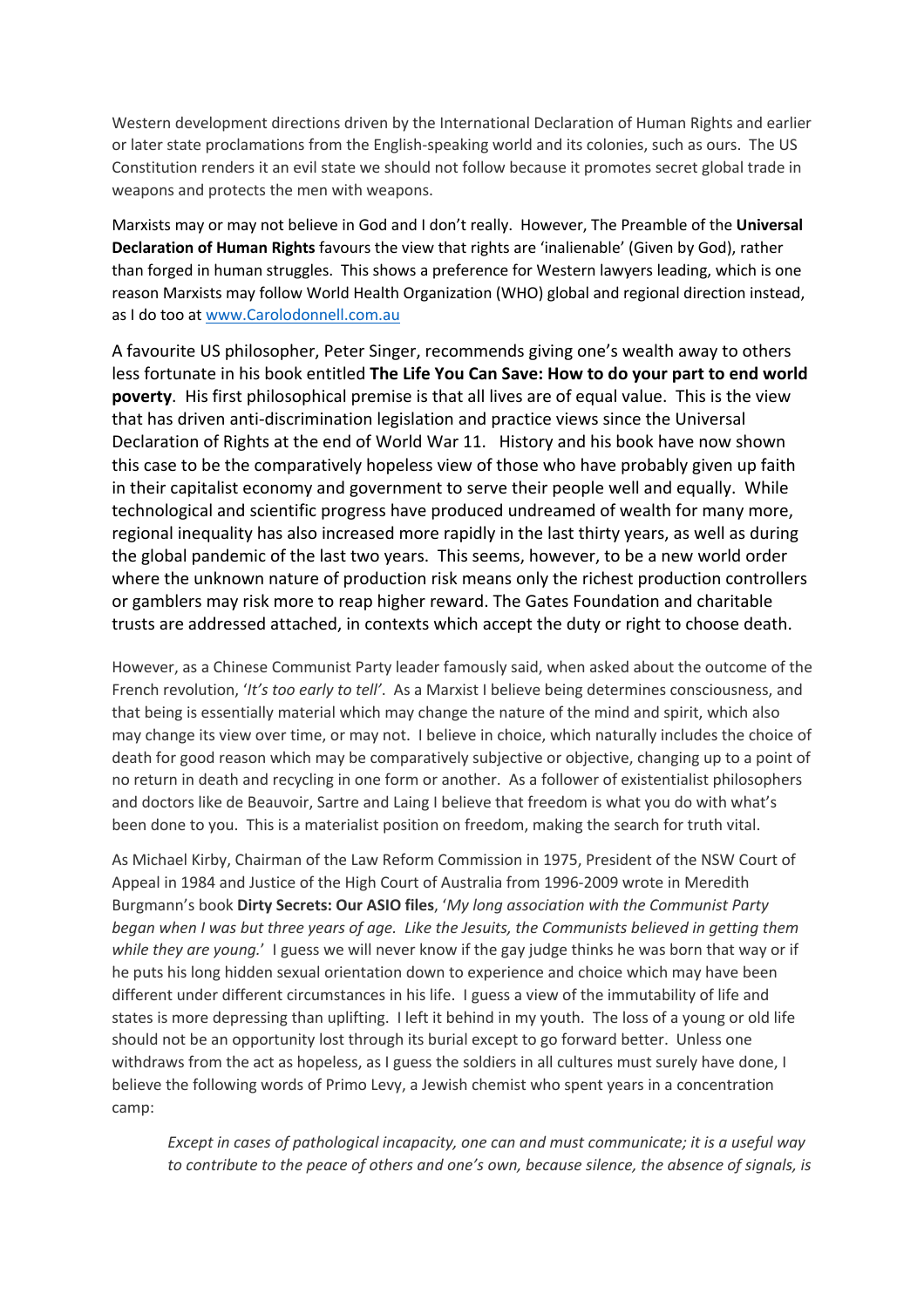Western development directions driven by the International Declaration of Human Rights and earlier or later state proclamations from the English-speaking world and its colonies, such as ours. The US Constitution renders it an evil state we should not follow because it promotes secret global trade in weapons and protects the men with weapons.

Marxists may or may not believe in God and I don't really. However, The Preamble of the **Universal Declaration of Human Rights** favours the view that rights are 'inalienable' (Given by God), rather than forged in human struggles. This shows a preference for Western lawyers leading, which is one reason Marxists may follow World Health Organization (WHO) global and regional direction instead, as I do too at [www.Carolodonnell.com.au](http://www.Carolodonnell.com.au)

A favourite US philosopher, Peter Singer, recommends giving one's wealth away to others less fortunate in his book entitled **The Life You Can Save: How to do your part to end world poverty**. His first philosophical premise is that all lives are of equal value. This is the view that has driven anti-discrimination legislation and practice views since the Universal Declaration of Rights at the end of World War 11. History and his book have now shown this case to be the comparatively hopeless view of those who have probably given up faith in their capitalist economy and government to serve their people well and equally. While technological and scientific progress have produced undreamed of wealth for many more, regional inequality has also increased more rapidly in the last thirty years, as well as during the global pandemic of the last two years. This seems, however, to be a new world order where the unknown nature of production risk means only the richest production controllers or gamblers may risk more to reap higher reward. The Gates Foundation and charitable trusts are addressed attached, in contexts which accept the duty or right to choose death.

However, as a Chinese Communist Party leader famously said, when asked about the outcome of the French revolution, '*It's too early to tell'*. As a Marxist I believe being determines consciousness, and that being is essentially material which may change the nature of the mind and spirit, which also may change its view over time, or may not. I believe in choice, which naturally includes the choice of death for good reason which may be comparatively subjective or objective, changing up to a point of no return in death and recycling in one form or another. As a follower of existentialist philosophers and doctors like de Beauvoir, Sartre and Laing I believe that freedom is what you do with what's been done to you. This is a materialist position on freedom, making the search for truth vital.

As Michael Kirby, Chairman of the Law Reform Commission in 1975, President of the NSW Court of Appeal in 1984 and Justice of the High Court of Australia from 1996-2009 wrote in Meredith Burgmann's book **Dirty Secrets: Our ASIO files**, '*My long association with the Communist Party began when I was but three years of age. Like the Jesuits, the Communists believed in getting them while they are young.*' I guess we will never know if the gay judge thinks he was born that way or if he puts his long hidden sexual orientation down to experience and choice which may have been different under different circumstances in his life. I guess a view of the immutability of life and states is more depressing than uplifting. I left it behind in my youth. The loss of a young or old life should not be an opportunity lost through its burial except to go forward better. Unless one withdraws from the act as hopeless, as I guess the soldiers in all cultures must surely have done, I believe the following words of Primo Levy, a Jewish chemist who spent years in a concentration camp:

> *Except in cases of pathological incapacity, one can and must communicate; it is a useful way to contribute to the peace of others and one's own, because silence, the absence of signals, is*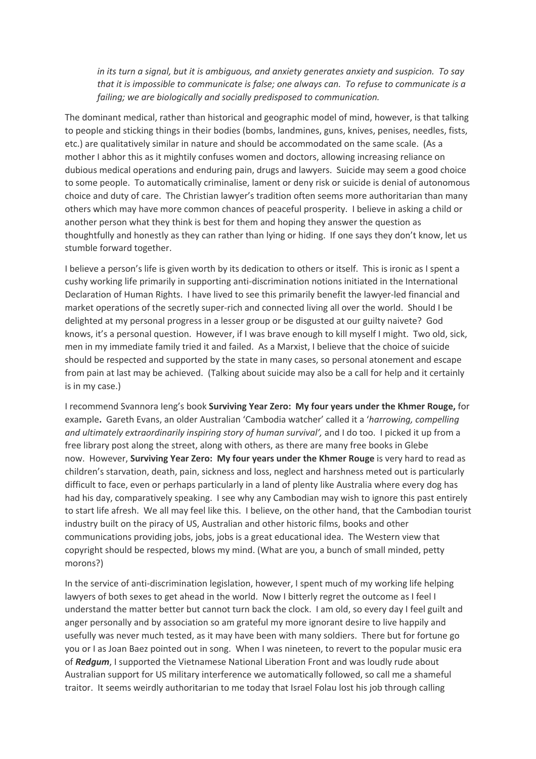*in its turn a signal, but it is ambiguous, and anxiety generates anxiety and suspicion. To say that it is impossible to communicate is false; one always can. To refuse to communicate is a failing; we are biologically and socially predisposed to communication.*

The dominant medical, rather than historical and geographic model of mind, however, is that talking to people and sticking things in their bodies (bombs, landmines, guns, knives, penises, needles, fists, etc.) are qualitatively similar in nature and should be accommodated on the same scale. (As a mother I abhor this as it mightily confuses women and doctors, allowing increasing reliance on dubious medical operations and enduring pain, drugs and lawyers. Suicide may seem a good choice to some people. To automatically criminalise, lament or deny risk or suicide is denial of autonomous choice and duty of care. The Christian lawyer's tradition often seems more authoritarian than many others which may have more common chances of peaceful prosperity. I believe in asking a child or another person what they think is best for them and hoping they answer the question as thoughtfully and honestly as they can rather than lying or hiding. If one says they don't know, let us stumble forward together.

I believe a person's life is given worth by its dedication to others or itself. This is ironic as I spent a cushy working life primarily in supporting anti-discrimination notions initiated in the International Declaration of Human Rights. I have lived to see this primarily benefit the lawyer-led financial and market operations of the secretly super-rich and connected living all over the world. Should I be delighted at my personal progress in a lesser group or be disgusted at our guilty naivete? God knows, it's a personal question. However, if I was brave enough to kill myself I might. Two old, sick, men in my immediate family tried it and failed. As a Marxist, I believe that the choice of suicide should be respected and supported by the state in many cases, so personal atonement and escape from pain at last may be achieved. (Talking about suicide may also be a call for help and it certainly is in my case.)

I recommend Svannora Ieng's book **Surviving Year Zero: My four years under the Khmer Rouge,** for example**.** Gareth Evans, an older Australian 'Cambodia watcher' called it a '*harrowing, compelling and ultimately extraordinarily inspiring story of human survival',* and I do too. I picked it up from a free library post along the street, along with others, as there are many free books in Glebe now. However, **Surviving Year Zero: My four years under the Khmer Rouge** is very hard to read as children's starvation, death, pain, sickness and loss, neglect and harshness meted out is particularly difficult to face, even or perhaps particularly in a land of plenty like Australia where every dog has had his day, comparatively speaking. I see why any Cambodian may wish to ignore this past entirely to start life afresh. We all may feel like this. I believe, on the other hand, that the Cambodian tourist industry built on the piracy of US, Australian and other historic films, books and other communications providing jobs, jobs, jobs is a great educational idea. The Western view that copyright should be respected, blows my mind. (What are you, a bunch of small minded, petty morons?)

In the service of anti-discrimination legislation, however, I spent much of my working life helping lawyers of both sexes to get ahead in the world. Now I bitterly regret the outcome as I feel I understand the matter better but cannot turn back the clock. I am old, so every day I feel guilt and anger personally and by association so am grateful my more ignorant desire to live happily and usefully was never much tested, as it may have been with many soldiers. There but for fortune go you or I as Joan Baez pointed out in song. When I was nineteen, to revert to the popular music era of ***Redgum***, I supported the Vietnamese National Liberation Front and was loudly rude about Australian support for US military interference we automatically followed, so call me a shameful traitor. It seems weirdly authoritarian to me today that Israel Folau lost his job through calling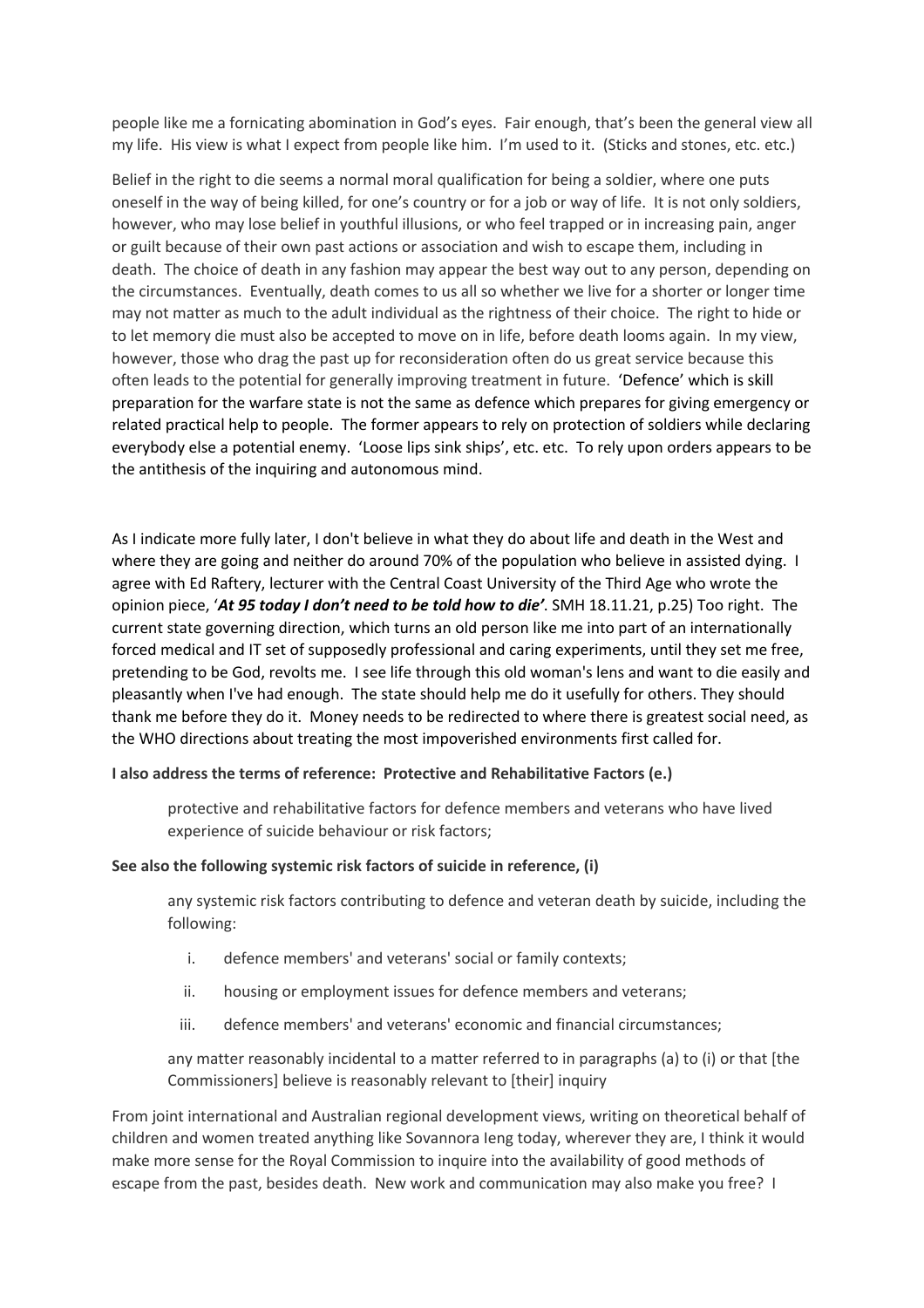people like me a fornicating abomination in God's eyes. Fair enough, that's been the general view all my life. His view is what I expect from people like him. I'm used to it. (Sticks and stones, etc. etc.)

Belief in the right to die seems a normal moral qualification for being a soldier, where one puts oneself in the way of being killed, for one's country or for a job or way of life. It is not only soldiers, however, who may lose belief in youthful illusions, or who feel trapped or in increasing pain, anger or guilt because of their own past actions or association and wish to escape them, including in death. The choice of death in any fashion may appear the best way out to any person, depending on the circumstances. Eventually, death comes to us all so whether we live for a shorter or longer time may not matter as much to the adult individual as the rightness of their choice. The right to hide or to let memory die must also be accepted to move on in life, before death looms again. In my view, however, those who drag the past up for reconsideration often do us great service because this often leads to the potential for generally improving treatment in future. 'Defence' which is skill preparation for the warfare state is not the same as defence which prepares for giving emergency or related practical help to people. The former appears to rely on protection of soldiers while declaring everybody else a potential enemy. 'Loose lips sink ships', etc. etc. To rely upon orders appears to be the antithesis of the inquiring and autonomous mind.

As I indicate more fully later, I don't believe in what they do about life and death in the West and where they are going and neither do around 70% of the population who believe in assisted dying. I agree with Ed Raftery, lecturer with the Central Coast University of the Third Age who wrote the opinion piece, '***At 95 today I don't need to be told how to die'***. SMH 18.11.21, p.25) Too right. The current state governing direction, which turns an old person like me into part of an internationally forced medical and IT set of supposedly professional and caring experiments, until they set me free, pretending to be God, revolts me. I see life through this old woman's lens and want to die easily and pleasantly when I've had enough. The state should help me do it usefully for others. They should thank me before they do it. Money needs to be redirected to where there is greatest social need, as the WHO directions about treating the most impoverished environments first called for.

**I also address the terms of reference: Protective and Rehabilitative Factors (e.)**

> protective and rehabilitative factors for defence members and veterans who have lived experience of suicide behaviour or risk factors;

**See also the following systemic risk factors of suicide in reference, (i)**

> any systemic risk factors contributing to defence and veteran death by suicide, including the following:
>
> i. defence members' and veterans' social or family contexts;
>
> ii. housing or employment issues for defence members and veterans;
>
> iii. defence members' and veterans' economic and financial circumstances;
>
> any matter reasonably incidental to a matter referred to in paragraphs (a) to (i) or that [the Commissioners] believe is reasonably relevant to [their] inquiry

From joint international and Australian regional development views, writing on theoretical behalf of children and women treated anything like Sovannora Ieng today, wherever they are, I think it would make more sense for the Royal Commission to inquire into the availability of good methods of escape from the past, besides death. New work and communication may also make you free? I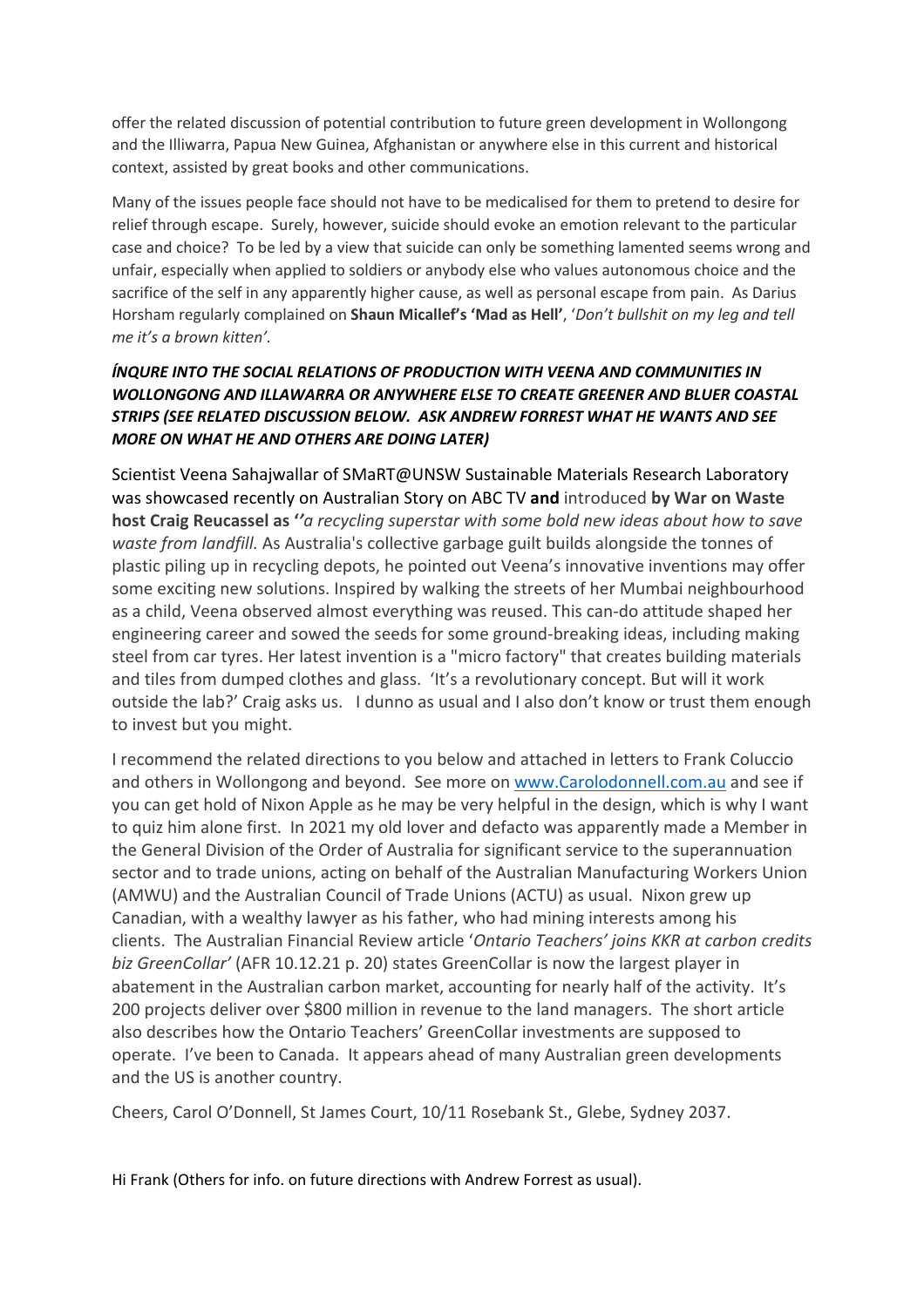offer the related discussion of potential contribution to future green development in Wollongong and the Illiwarra, Papua New Guinea, Afghanistan or anywhere else in this current and historical context, assisted by great books and other communications.

Many of the issues people face should not have to be medicalised for them to pretend to desire for relief through escape. Surely, however, suicide should evoke an emotion relevant to the particular case and choice? To be led by a view that suicide can only be something lamented seems wrong and unfair, especially when applied to soldiers or anybody else who values autonomous choice and the sacrifice of the self in any apparently higher cause, as well as personal escape from pain. As Darius Horsham regularly complained on **Shaun Micallef's 'Mad as Hell'**, '*Don't bullshit on my leg and tell me it's a brown kitten'.*

***ÍNQURE INTO THE SOCIAL RELATIONS OF PRODUCTION WITH VEENA AND COMMUNITIES IN WOLLONGONG AND ILLAWARRA OR ANYWHERE ELSE TO CREATE GREENER AND BLUER COASTAL STRIPS (SEE RELATED DISCUSSION BELOW. ASK ANDREW FORREST WHAT HE WANTS AND SEE MORE ON WHAT HE AND OTHERS ARE DOING LATER)***

Scientist Veena Sahajwallar of SMaRT@UNSW Sustainable Materials Research Laboratory was showcased recently on Australian Story on ABC TV **and** introduced **by War on Waste host Craig Reucassel as** *''a recycling superstar with some bold new ideas about how to save waste from landfill.* As Australia's collective garbage guilt builds alongside the tonnes of plastic piling up in recycling depots, he pointed out Veena's innovative inventions may offer some exciting new solutions. Inspired by walking the streets of her Mumbai neighbourhood as a child, Veena observed almost everything was reused. This can-do attitude shaped her engineering career and sowed the seeds for some ground-breaking ideas, including making steel from car tyres. Her latest invention is a "micro factory" that creates building materials and tiles from dumped clothes and glass. 'It's a revolutionary concept. But will it work outside the lab?' Craig asks us. I dunno as usual and I also don't know or trust them enough to invest but you might.

I recommend the related directions to you below and attached in letters to Frank Coluccio and others in Wollongong and beyond. See more on [www.Carolodonnell.com.au](www.Carolodonnell.com.au) and see if you can get hold of Nixon Apple as he may be very helpful in the design, which is why I want to quiz him alone first. In 2021 my old lover and defacto was apparently made a Member in the General Division of the Order of Australia for significant service to the superannuation sector and to trade unions, acting on behalf of the Australian Manufacturing Workers Union (AMWU) and the Australian Council of Trade Unions (ACTU) as usual. Nixon grew up Canadian, with a wealthy lawyer as his father, who had mining interests among his clients. The Australian Financial Review article '*Ontario Teachers' joins KKR at carbon credits biz GreenCollar'* (AFR 10.12.21 p. 20) states GreenCollar is now the largest player in abatement in the Australian carbon market, accounting for nearly half of the activity. It's 200 projects deliver over $800 million in revenue to the land managers. The short article also describes how the Ontario Teachers' GreenCollar investments are supposed to operate. I've been to Canada. It appears ahead of many Australian green developments and the US is another country.

Cheers, Carol O'Donnell, St James Court, 10/11 Rosebank St., Glebe, Sydney 2037.

Hi Frank (Others for info. on future directions with Andrew Forrest as usual).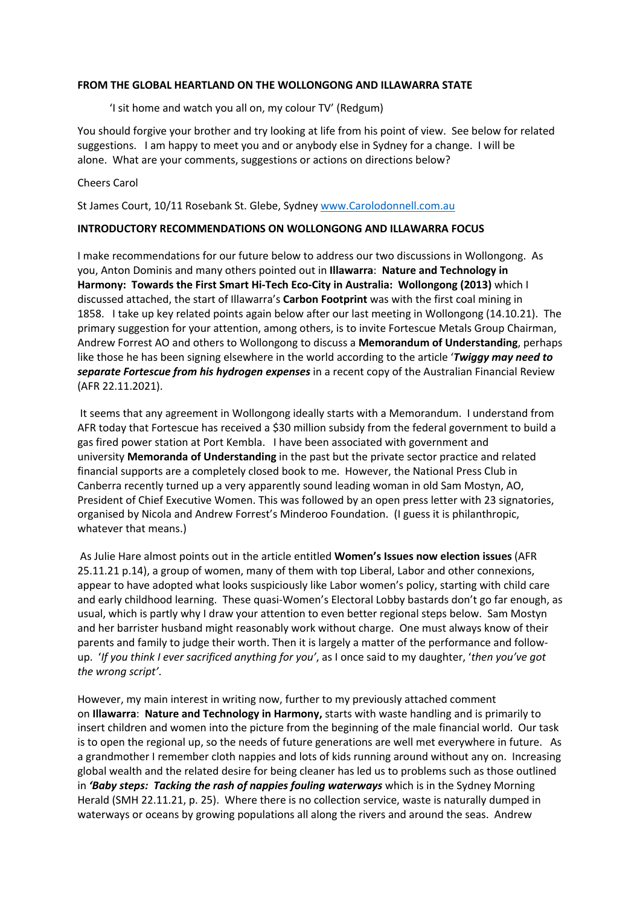**FROM THE GLOBAL HEARTLAND ON THE WOLLONGONG AND ILLAWARRA STATE**

'I sit home and watch you all on, my colour TV' (Redgum)

You should forgive your brother and try looking at life from his point of view. See below for related suggestions. I am happy to meet you and or anybody else in Sydney for a change. I will be alone. What are your comments, suggestions or actions on directions below?

Cheers Carol

St James Court, 10/11 Rosebank St. Glebe, Sydney www.Carolodonnell.com.au

**INTRODUCTORY RECOMMENDATIONS ON WOLLONGONG AND ILLAWARRA FOCUS**

I make recommendations for our future below to address our two discussions in Wollongong. As you, Anton Dominis and many others pointed out in **Illawarra**: **Nature and Technology in Harmony: Towards the First Smart Hi-Tech Eco-City in Australia: Wollongong (2013)** which I discussed attached, the start of Illawarra's **Carbon Footprint** was with the first coal mining in 1858. I take up key related points again below after our last meeting in Wollongong (14.10.21). The primary suggestion for your attention, among others, is to invite Fortescue Metals Group Chairman, Andrew Forrest AO and others to Wollongong to discuss a **Memorandum of Understanding**, perhaps like those he has been signing elsewhere in the world according to the article '***Twiggy may need to separate Fortescue from his hydrogen expenses*** in a recent copy of the Australian Financial Review (AFR 22.11.2021).

It seems that any agreement in Wollongong ideally starts with a Memorandum. I understand from AFR today that Fortescue has received a $30 million subsidy from the federal government to build a gas fired power station at Port Kembla. I have been associated with government and university **Memoranda of Understanding** in the past but the private sector practice and related financial supports are a completely closed book to me. However, the National Press Club in Canberra recently turned up a very apparently sound leading woman in old Sam Mostyn, AO, President of Chief Executive Women. This was followed by an open press letter with 23 signatories, organised by Nicola and Andrew Forrest's Minderoo Foundation. (I guess it is philanthropic, whatever that means.)

As Julie Hare almost points out in the article entitled **Women's Issues now election issues** (AFR 25.11.21 p.14), a group of women, many of them with top Liberal, Labor and other connexions, appear to have adopted what looks suspiciously like Labor women's policy, starting with child care and early childhood learning. These quasi-Women's Electoral Lobby bastards don't go far enough, as usual, which is partly why I draw your attention to even better regional steps below. Sam Mostyn and her barrister husband might reasonably work without charge. One must always know of their parents and family to judge their worth. Then it is largely a matter of the performance and follow-up. '*If you think I ever sacrificed anything for you*', as I once said to my daughter, '*then you've got the wrong script'*.

However, my main interest in writing now, further to my previously attached comment on **Illawarra**: **Nature and Technology in Harmony,** starts with waste handling and is primarily to insert children and women into the picture from the beginning of the male financial world. Our task is to open the regional up, so the needs of future generations are well met everywhere in future. As a grandmother I remember cloth nappies and lots of kids running around without any on. Increasing global wealth and the related desire for being cleaner has led us to problems such as those outlined in ***'Baby steps: Tacking the rash of nappies fouling waterways*** which is in the Sydney Morning Herald (SMH 22.11.21, p. 25). Where there is no collection service, waste is naturally dumped in waterways or oceans by growing populations all along the rivers and around the seas. Andrew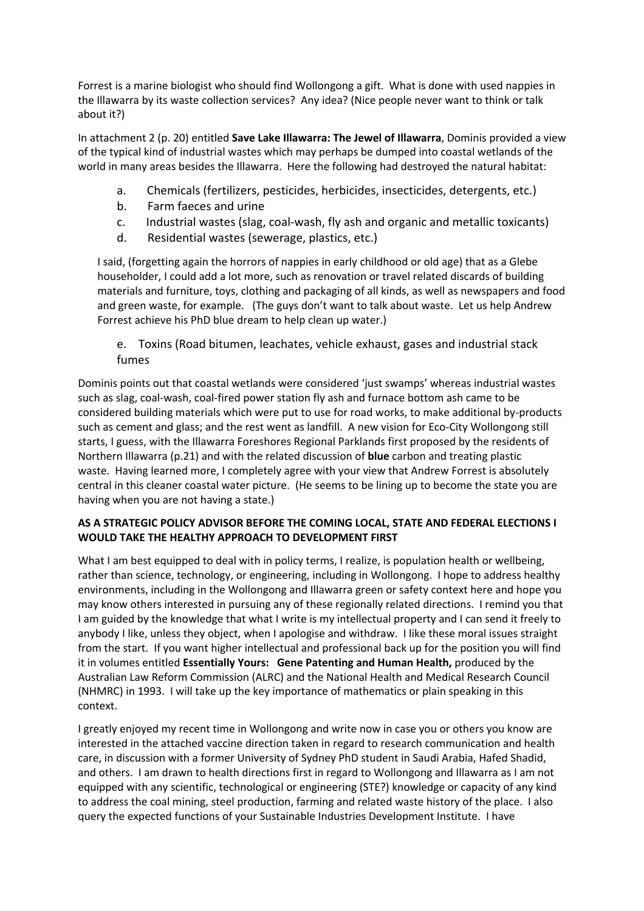Forrest is a marine biologist who should find Wollongong a gift. What is done with used nappies in the Illawarra by its waste collection services? Any idea? (Nice people never want to think or talk about it?)

In attachment 2 (p. 20) entitled **Save Lake Illawarra: The Jewel of Illawarra**, Dominis provided a view of the typical kind of industrial wastes which may perhaps be dumped into coastal wetlands of the world in many areas besides the Illawarra. Here the following had destroyed the natural habitat:

a. Chemicals (fertilizers, pesticides, herbicides, insecticides, detergents, etc.)
b. Farm faeces and urine
c. Industrial wastes (slag, coal-wash, fly ash and organic and metallic toxicants)
d. Residential wastes (sewerage, plastics, etc.)

I said, (forgetting again the horrors of nappies in early childhood or old age) that as a Glebe householder, I could add a lot more, such as renovation or travel related discards of building materials and furniture, toys, clothing and packaging of all kinds, as well as newspapers and food and green waste, for example. (The guys don't want to talk about waste. Let us help Andrew Forrest achieve his PhD blue dream to help clean up water.)

e. Toxins (Road bitumen, leachates, vehicle exhaust, gases and industrial stack fumes

Dominis points out that coastal wetlands were considered 'just swamps' whereas industrial wastes such as slag, coal-wash, coal-fired power station fly ash and furnace bottom ash came to be considered building materials which were put to use for road works, to make additional by-products such as cement and glass; and the rest went as landfill. A new vision for Eco-City Wollongong still starts, I guess, with the Illawarra Foreshores Regional Parklands first proposed by the residents of Northern Illawarra (p.21) and with the related discussion of **blue** carbon and treating plastic waste. Having learned more, I completely agree with your view that Andrew Forrest is absolutely central in this cleaner coastal water picture. (He seems to be lining up to become the state you are having when you are not having a state.)

**AS A STRATEGIC POLICY ADVISOR BEFORE THE COMING LOCAL, STATE AND FEDERAL ELECTIONS I WOULD TAKE THE HEALTHY APPROACH TO DEVELOPMENT FIRST**

What I am best equipped to deal with in policy terms, I realize, is population health or wellbeing, rather than science, technology, or engineering, including in Wollongong. I hope to address healthy environments, including in the Wollongong and Illawarra green or safety context here and hope you may know others interested in pursuing any of these regionally related directions. I remind you that I am guided by the knowledge that what I write is my intellectual property and I can send it freely to anybody I like, unless they object, when I apologise and withdraw. I like these moral issues straight from the start. If you want higher intellectual and professional back up for the position you will find it in volumes entitled **Essentially Yours: Gene Patenting and Human Health,** produced by the Australian Law Reform Commission (ALRC) and the National Health and Medical Research Council (NHMRC) in 1993. I will take up the key importance of mathematics or plain speaking in this context.

I greatly enjoyed my recent time in Wollongong and write now in case you or others you know are interested in the attached vaccine direction taken in regard to research communication and health care, in discussion with a former University of Sydney PhD student in Saudi Arabia, Hafed Shadid, and others. I am drawn to health directions first in regard to Wollongong and Illawarra as I am not equipped with any scientific, technological or engineering (STE?) knowledge or capacity of any kind to address the coal mining, steel production, farming and related waste history of the place. I also query the expected functions of your Sustainable Industries Development Institute. I have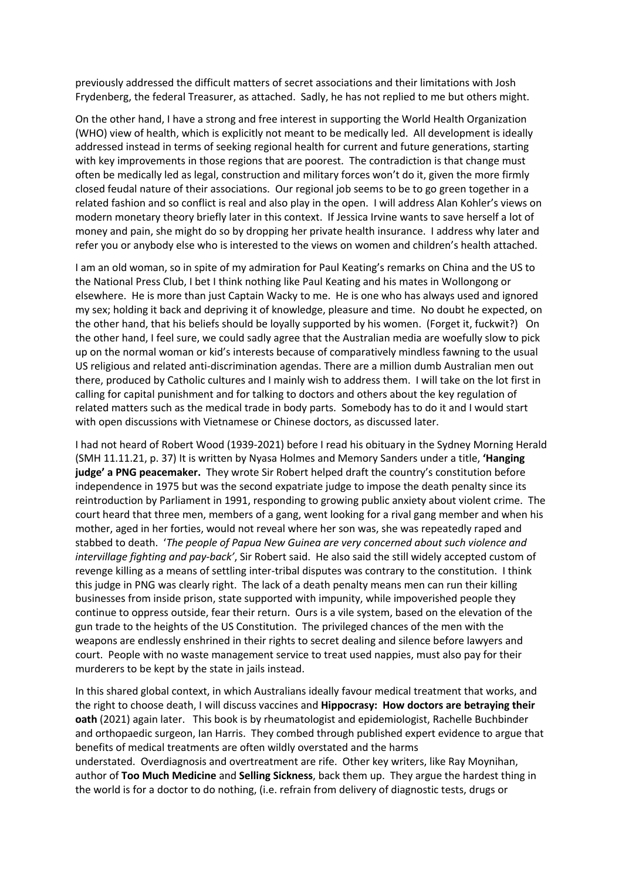previously addressed the difficult matters of secret associations and their limitations with Josh Frydenberg, the federal Treasurer, as attached. Sadly, he has not replied to me but others might.

On the other hand, I have a strong and free interest in supporting the World Health Organization (WHO) view of health, which is explicitly not meant to be medically led. All development is ideally addressed instead in terms of seeking regional health for current and future generations, starting with key improvements in those regions that are poorest. The contradiction is that change must often be medically led as legal, construction and military forces won't do it, given the more firmly closed feudal nature of their associations. Our regional job seems to be to go green together in a related fashion and so conflict is real and also play in the open. I will address Alan Kohler's views on modern monetary theory briefly later in this context. If Jessica Irvine wants to save herself a lot of money and pain, she might do so by dropping her private health insurance. I address why later and refer you or anybody else who is interested to the views on women and children's health attached.

I am an old woman, so in spite of my admiration for Paul Keating's remarks on China and the US to the National Press Club, I bet I think nothing like Paul Keating and his mates in Wollongong or elsewhere. He is more than just Captain Wacky to me. He is one who has always used and ignored my sex; holding it back and depriving it of knowledge, pleasure and time. No doubt he expected, on the other hand, that his beliefs should be loyally supported by his women. (Forget it, fuckwit?) On the other hand, I feel sure, we could sadly agree that the Australian media are woefully slow to pick up on the normal woman or kid's interests because of comparatively mindless fawning to the usual US religious and related anti-discrimination agendas. There are a million dumb Australian men out there, produced by Catholic cultures and I mainly wish to address them. I will take on the lot first in calling for capital punishment and for talking to doctors and others about the key regulation of related matters such as the medical trade in body parts. Somebody has to do it and I would start with open discussions with Vietnamese or Chinese doctors, as discussed later.

I had not heard of Robert Wood (1939-2021) before I read his obituary in the Sydney Morning Herald (SMH 11.11.21, p. 37) It is written by Nyasa Holmes and Memory Sanders under a title, **'Hanging judge' a PNG peacemaker.** They wrote Sir Robert helped draft the country's constitution before independence in 1975 but was the second expatriate judge to impose the death penalty since its reintroduction by Parliament in 1991, responding to growing public anxiety about violent crime. The court heard that three men, members of a gang, went looking for a rival gang member and when his mother, aged in her forties, would not reveal where her son was, she was repeatedly raped and stabbed to death. '*The people of Papua New Guinea are very concerned about such violence and intervillage fighting and pay-back'*, Sir Robert said. He also said the still widely accepted custom of revenge killing as a means of settling inter-tribal disputes was contrary to the constitution. I think this judge in PNG was clearly right. The lack of a death penalty means men can run their killing businesses from inside prison, state supported with impunity, while impoverished people they continue to oppress outside, fear their return. Ours is a vile system, based on the elevation of the gun trade to the heights of the US Constitution. The privileged chances of the men with the weapons are endlessly enshrined in their rights to secret dealing and silence before lawyers and court. People with no waste management service to treat used nappies, must also pay for their murderers to be kept by the state in jails instead.

In this shared global context, in which Australians ideally favour medical treatment that works, and the right to choose death, I will discuss vaccines and **Hippocrasy: How doctors are betraying their oath** (2021) again later. This book is by rheumatologist and epidemiologist, Rachelle Buchbinder and orthopaedic surgeon, Ian Harris. They combed through published expert evidence to argue that benefits of medical treatments are often wildly overstated and the harms understated. Overdiagnosis and overtreatment are rife. Other key writers, like Ray Moynihan, author of **Too Much Medicine** and **Selling Sickness**, back them up. They argue the hardest thing in the world is for a doctor to do nothing, (i.e. refrain from delivery of diagnostic tests, drugs or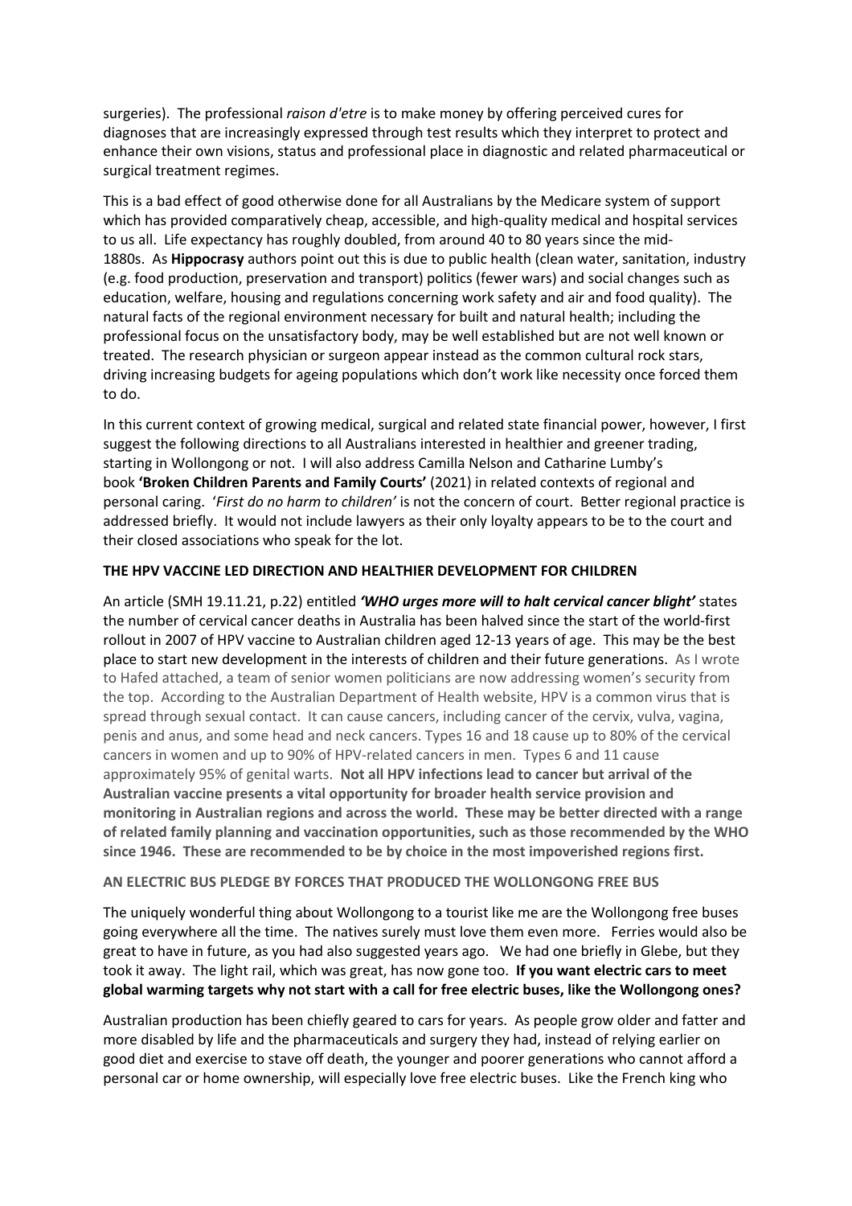surgeries). The professional *raison d'etre* is to make money by offering perceived cures for diagnoses that are increasingly expressed through test results which they interpret to protect and enhance their own visions, status and professional place in diagnostic and related pharmaceutical or surgical treatment regimes.

This is a bad effect of good otherwise done for all Australians by the Medicare system of support which has provided comparatively cheap, accessible, and high-quality medical and hospital services to us all. Life expectancy has roughly doubled, from around 40 to 80 years since the mid-1880s. As **Hippocrasy** authors point out this is due to public health (clean water, sanitation, industry (e.g. food production, preservation and transport) politics (fewer wars) and social changes such as education, welfare, housing and regulations concerning work safety and air and food quality). The natural facts of the regional environment necessary for built and natural health; including the professional focus on the unsatisfactory body, may be well established but are not well known or treated. The research physician or surgeon appear instead as the common cultural rock stars, driving increasing budgets for ageing populations which don't work like necessity once forced them to do.

In this current context of growing medical, surgical and related state financial power, however, I first suggest the following directions to all Australians interested in healthier and greener trading, starting in Wollongong or not. I will also address Camilla Nelson and Catharine Lumby's book **'Broken Children Parents and Family Courts'** (2021) in related contexts of regional and personal caring. '*First do no harm to children'* is not the concern of court. Better regional practice is addressed briefly. It would not include lawyers as their only loyalty appears to be to the court and their closed associations who speak for the lot.

**THE HPV VACCINE LED DIRECTION AND HEALTHIER DEVELOPMENT FOR CHILDREN**

An article (SMH 19.11.21, p.22) entitled ***'WHO urges more will to halt cervical cancer blight'*** states the number of cervical cancer deaths in Australia has been halved since the start of the world-first rollout in 2007 of HPV vaccine to Australian children aged 12-13 years of age. This may be the best place to start new development in the interests of children and their future generations. As I wrote to Hafed attached, a team of senior women politicians are now addressing women's security from the top. According to the Australian Department of Health website, HPV is a common virus that is spread through sexual contact. It can cause cancers, including cancer of the cervix, vulva, vagina, penis and anus, and some head and neck cancers. Types 16 and 18 cause up to 80% of the cervical cancers in women and up to 90% of HPV-related cancers in men. Types 6 and 11 cause approximately 95% of genital warts. **Not all HPV infections lead to cancer but arrival of the Australian vaccine presents a vital opportunity for broader health service provision and monitoring in Australian regions and across the world. These may be better directed with a range of related family planning and vaccination opportunities, such as those recommended by the WHO since 1946. These are recommended to be by choice in the most impoverished regions first.**

**AN ELECTRIC BUS PLEDGE BY FORCES THAT PRODUCED THE WOLLONGONG FREE BUS**

The uniquely wonderful thing about Wollongong to a tourist like me are the Wollongong free buses going everywhere all the time. The natives surely must love them even more. Ferries would also be great to have in future, as you had also suggested years ago. We had one briefly in Glebe, but they took it away. The light rail, which was great, has now gone too. **If you want electric cars to meet global warming targets why not start with a call for free electric buses, like the Wollongong ones?**

Australian production has been chiefly geared to cars for years. As people grow older and fatter and more disabled by life and the pharmaceuticals and surgery they had, instead of relying earlier on good diet and exercise to stave off death, the younger and poorer generations who cannot afford a personal car or home ownership, will especially love free electric buses. Like the French king who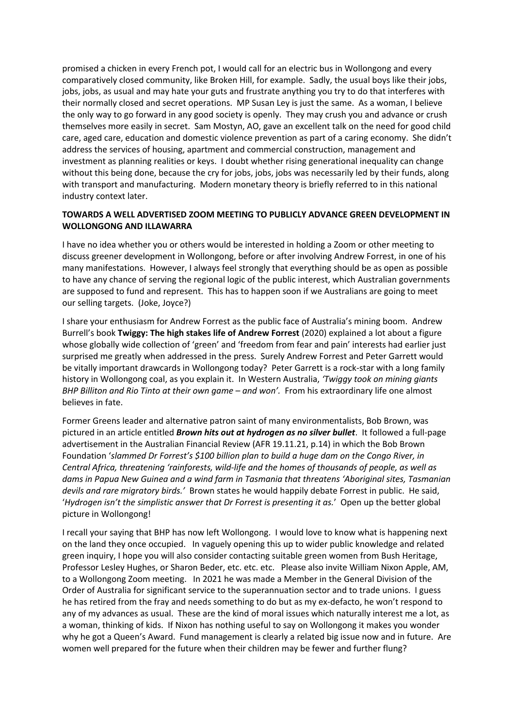promised a chicken in every French pot, I would call for an electric bus in Wollongong and every comparatively closed community, like Broken Hill, for example. Sadly, the usual boys like their jobs, jobs, jobs, as usual and may hate your guts and frustrate anything you try to do that interferes with their normally closed and secret operations. MP Susan Ley is just the same. As a woman, I believe the only way to go forward in any good society is openly. They may crush you and advance or crush themselves more easily in secret. Sam Mostyn, AO, gave an excellent talk on the need for good child care, aged care, education and domestic violence prevention as part of a caring economy. She didn't address the services of housing, apartment and commercial construction, management and investment as planning realities or keys. I doubt whether rising generational inequality can change without this being done, because the cry for jobs, jobs, jobs was necessarily led by their funds, along with transport and manufacturing. Modern monetary theory is briefly referred to in this national industry context later.

**TOWARDS A WELL ADVERTISED ZOOM MEETING TO PUBLICLY ADVANCE GREEN DEVELOPMENT IN WOLLONGONG AND ILLAWARRA**

I have no idea whether you or others would be interested in holding a Zoom or other meeting to discuss greener development in Wollongong, before or after involving Andrew Forrest, in one of his many manifestations. However, I always feel strongly that everything should be as open as possible to have any chance of serving the regional logic of the public interest, which Australian governments are supposed to fund and represent. This has to happen soon if we Australians are going to meet our selling targets. (Joke, Joyce?)

I share your enthusiasm for Andrew Forrest as the public face of Australia's mining boom. Andrew Burrell's book **Twiggy: The high stakes life of Andrew Forrest** (2020) explained a lot about a figure whose globally wide collection of 'green' and 'freedom from fear and pain' interests had earlier just surprised me greatly when addressed in the press. Surely Andrew Forrest and Peter Garrett would be vitally important drawcards in Wollongong today? Peter Garrett is a rock-star with a long family history in Wollongong coal, as you explain it. In Western Australia, *'Twiggy took on mining giants BHP Billiton and Rio Tinto at their own game – and won'.* From his extraordinary life one almost believes in fate.

Former Greens leader and alternative patron saint of many environmentalists, Bob Brown, was pictured in an article entitled ***Brown hits out at hydrogen as no silver bullet***. It followed a full-page advertisement in the Australian Financial Review (AFR 19.11.21, p.14) in which the Bob Brown Foundation '*slammed Dr Forrest's $100 billion plan to build a huge dam on the Congo River, in Central Africa, threatening 'rainforests, wild-life and the homes of thousands of people, as well as dams in Papua New Guinea and a wind farm in Tasmania that threatens 'Aboriginal sites, Tasmanian devils and rare migratory birds.'* Brown states he would happily debate Forrest in public. He said, '*Hydrogen isn't the simplistic answer that Dr Forrest is presenting it as.*' Open up the better global picture in Wollongong!

I recall your saying that BHP has now left Wollongong. I would love to know what is happening next on the land they once occupied. In vaguely opening this up to wider public knowledge and related green inquiry, I hope you will also consider contacting suitable green women from Bush Heritage, Professor Lesley Hughes, or Sharon Beder, etc. etc. etc. Please also invite William Nixon Apple, AM, to a Wollongong Zoom meeting. In 2021 he was made a Member in the General Division of the Order of Australia for significant service to the superannuation sector and to trade unions. I guess he has retired from the fray and needs something to do but as my ex-defacto, he won't respond to any of my advances as usual. These are the kind of moral issues which naturally interest me a lot, as a woman, thinking of kids. If Nixon has nothing useful to say on Wollongong it makes you wonder why he got a Queen's Award. Fund management is clearly a related big issue now and in future. Are women well prepared for the future when their children may be fewer and further flung?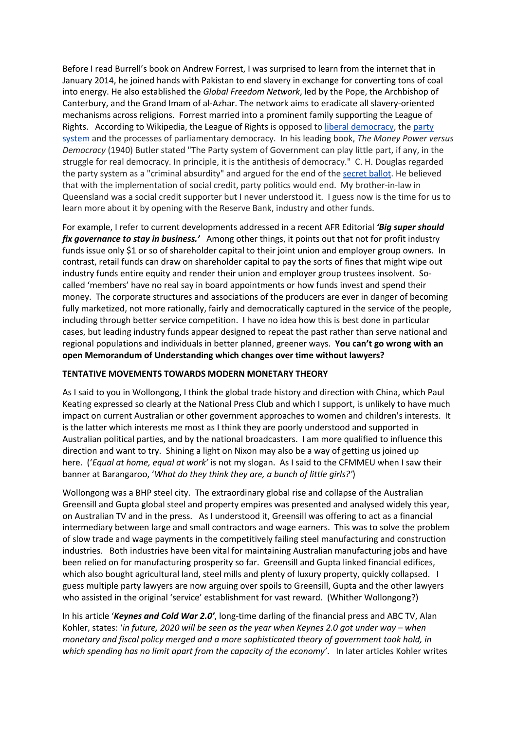Before I read Burrell's book on Andrew Forrest, I was surprised to learn from the internet that in January 2014, he joined hands with Pakistan to end slavery in exchange for converting tons of coal into energy. He also established the *Global Freedom Network*, led by the Pope, the Archbishop of Canterbury, and the Grand Imam of al-Azhar. The network aims to eradicate all slavery-oriented mechanisms across religions. Forrest married into a prominent family supporting the League of Rights. According to Wikipedia, the League of Rights is opposed to liberal democracy, the party system and the processes of parliamentary democracy. In his leading book, *The Money Power versus Democracy* (1940) Butler stated "The Party system of Government can play little part, if any, in the struggle for real democracy. In principle, it is the antithesis of democracy." C. H. Douglas regarded the party system as a "criminal absurdity" and argued for the end of the secret ballot. He believed that with the implementation of social credit, party politics would end. My brother-in-law in Queensland was a social credit supporter but I never understood it. I guess now is the time for us to learn more about it by opening with the Reserve Bank, industry and other funds.

For example, I refer to current developments addressed in a recent AFR Editorial ***'Big super should fix governance to stay in business.'*** Among other things, it points out that not for profit industry funds issue only $1 or so of shareholder capital to their joint union and employer group owners. In contrast, retail funds can draw on shareholder capital to pay the sorts of fines that might wipe out industry funds entire equity and render their union and employer group trustees insolvent. So-called 'members' have no real say in board appointments or how funds invest and spend their money. The corporate structures and associations of the producers are ever in danger of becoming fully marketized, not more rationally, fairly and democratically captured in the service of the people, including through better service competition. I have no idea how this is best done in particular cases, but leading industry funds appear designed to repeat the past rather than serve national and regional populations and individuals in better planned, greener ways. **You can't go wrong with an open Memorandum of Understanding which changes over time without lawyers?**

**TENTATIVE MOVEMENTS TOWARDS MODERN MONETARY THEORY**

As I said to you in Wollongong, I think the global trade history and direction with China, which Paul Keating expressed so clearly at the National Press Club and which I support, is unlikely to have much impact on current Australian or other government approaches to women and children's interests. It is the latter which interests me most as I think they are poorly understood and supported in Australian political parties, and by the national broadcasters. I am more qualified to influence this direction and want to try. Shining a light on Nixon may also be a way of getting us joined up here. ('*Equal at home, equal at work'* is not my slogan. As I said to the CFMMEU when I saw their banner at Barangaroo, '*What do they think they are, a bunch of little girls?'*)

Wollongong was a BHP steel city. The extraordinary global rise and collapse of the Australian Greensill and Gupta global steel and property empires was presented and analysed widely this year, on Australian TV and in the press. As I understood it, Greensill was offering to act as a financial intermediary between large and small contractors and wage earners. This was to solve the problem of slow trade and wage payments in the competitively failing steel manufacturing and construction industries. Both industries have been vital for maintaining Australian manufacturing jobs and have been relied on for manufacturing prosperity so far. Greensill and Gupta linked financial edifices, which also bought agricultural land, steel mills and plenty of luxury property, quickly collapsed. I guess multiple party lawyers are now arguing over spoils to Greensill, Gupta and the other lawyers who assisted in the original 'service' establishment for vast reward. (Whither Wollongong?)

In his article '***Keynes and Cold War 2.0'***, long-time darling of the financial press and ABC TV, Alan Kohler, states: '*in future, 2020 will be seen as the year when Keynes 2.0 got under way – when monetary and fiscal policy merged and a more sophisticated theory of government took hold, in which spending has no limit apart from the capacity of the economy'*. In later articles Kohler writes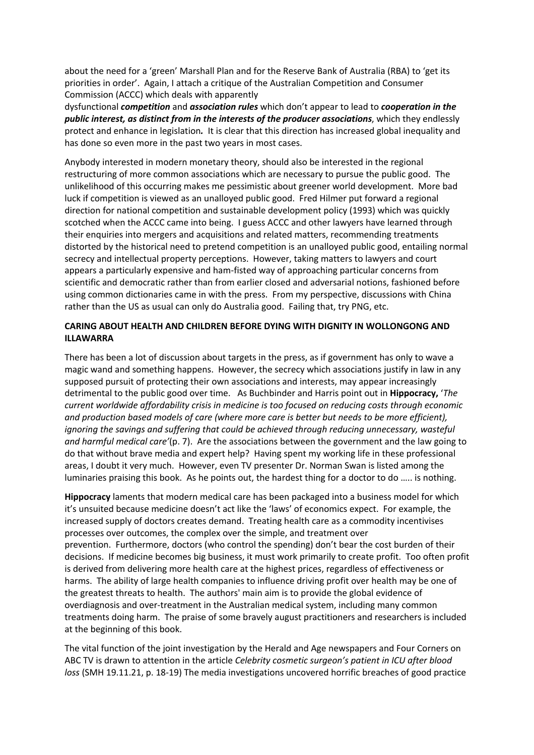about the need for a 'green' Marshall Plan and for the Reserve Bank of Australia (RBA) to 'get its priorities in order'. Again, I attach a critique of the Australian Competition and Consumer Commission (ACCC) which deals with apparently dysfunctional ***competition*** and ***association rules*** which don't appear to lead to ***cooperation in the public interest, as distinct from in the interests of the producer associations***, which they endlessly protect and enhance in legislation***.*** It is clear that this direction has increased global inequality and has done so even more in the past two years in most cases.

Anybody interested in modern monetary theory, should also be interested in the regional restructuring of more common associations which are necessary to pursue the public good. The unlikelihood of this occurring makes me pessimistic about greener world development. More bad luck if competition is viewed as an unalloyed public good. Fred Hilmer put forward a regional direction for national competition and sustainable development policy (1993) which was quickly scotched when the ACCC came into being. I guess ACCC and other lawyers have learned through their enquiries into mergers and acquisitions and related matters, recommending treatments distorted by the historical need to pretend competition is an unalloyed public good, entailing normal secrecy and intellectual property perceptions. However, taking matters to lawyers and court appears a particularly expensive and ham-fisted way of approaching particular concerns from scientific and democratic rather than from earlier closed and adversarial notions, fashioned before using common dictionaries came in with the press. From my perspective, discussions with China rather than the US as usual can only do Australia good. Failing that, try PNG, etc.

## CARING ABOUT HEALTH AND CHILDREN BEFORE DYING WITH DIGNITY IN WOLLONGONG AND ILLAWARRA

There has been a lot of discussion about targets in the press, as if government has only to wave a magic wand and something happens. However, the secrecy which associations justify in law in any supposed pursuit of protecting their own associations and interests, may appear increasingly detrimental to the public good over time. As Buchbinder and Harris point out in **Hippocracy,** '*The current worldwide affordability crisis in medicine is too focused on reducing costs through economic and production based models of care (where more care is better but needs to be more efficient), ignoring the savings and suffering that could be achieved through reducing unnecessary, wasteful and harmful medical care'*(p. 7). Are the associations between the government and the law going to do that without brave media and expert help? Having spent my working life in these professional areas, I doubt it very much. However, even TV presenter Dr. Norman Swan is listed among the luminaries praising this book. As he points out, the hardest thing for a doctor to do ….. is nothing.

**Hippocracy** laments that modern medical care has been packaged into a business model for which it's unsuited because medicine doesn't act like the 'laws' of economics expect. For example, the increased supply of doctors creates demand. Treating health care as a commodity incentivises processes over outcomes, the complex over the simple, and treatment over prevention. Furthermore, doctors (who control the spending) don't bear the cost burden of their decisions. If medicine becomes big business, it must work primarily to create profit. Too often profit is derived from delivering more health care at the highest prices, regardless of effectiveness or harms. The ability of large health companies to influence driving profit over health may be one of the greatest threats to health. The authors' main aim is to provide the global evidence of overdiagnosis and over-treatment in the Australian medical system, including many common treatments doing harm. The praise of some bravely august practitioners and researchers is included at the beginning of this book.

The vital function of the joint investigation by the Herald and Age newspapers and Four Corners on ABC TV is drawn to attention in the article *Celebrity cosmetic surgeon's patient in ICU after blood loss* (SMH 19.11.21, p. 18-19) The media investigations uncovered horrific breaches of good practice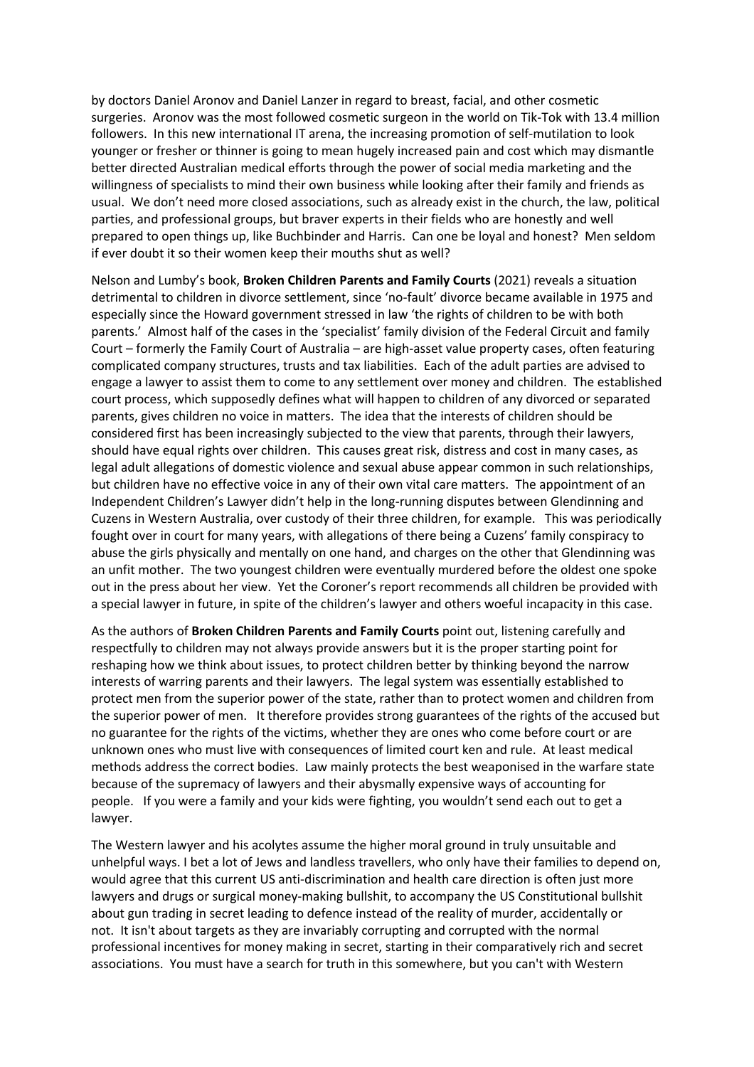by doctors Daniel Aronov and Daniel Lanzer in regard to breast, facial, and other cosmetic surgeries. Aronov was the most followed cosmetic surgeon in the world on Tik-Tok with 13.4 million followers. In this new international IT arena, the increasing promotion of self-mutilation to look younger or fresher or thinner is going to mean hugely increased pain and cost which may dismantle better directed Australian medical efforts through the power of social media marketing and the willingness of specialists to mind their own business while looking after their family and friends as usual. We don't need more closed associations, such as already exist in the church, the law, political parties, and professional groups, but braver experts in their fields who are honestly and well prepared to open things up, like Buchbinder and Harris. Can one be loyal and honest? Men seldom if ever doubt it so their women keep their mouths shut as well?

Nelson and Lumby's book, **Broken Children Parents and Family Courts** (2021) reveals a situation detrimental to children in divorce settlement, since 'no-fault' divorce became available in 1975 and especially since the Howard government stressed in law 'the rights of children to be with both parents.' Almost half of the cases in the 'specialist' family division of the Federal Circuit and family Court – formerly the Family Court of Australia – are high-asset value property cases, often featuring complicated company structures, trusts and tax liabilities. Each of the adult parties are advised to engage a lawyer to assist them to come to any settlement over money and children. The established court process, which supposedly defines what will happen to children of any divorced or separated parents, gives children no voice in matters. The idea that the interests of children should be considered first has been increasingly subjected to the view that parents, through their lawyers, should have equal rights over children. This causes great risk, distress and cost in many cases, as legal adult allegations of domestic violence and sexual abuse appear common in such relationships, but children have no effective voice in any of their own vital care matters. The appointment of an Independent Children's Lawyer didn't help in the long-running disputes between Glendinning and Cuzens in Western Australia, over custody of their three children, for example. This was periodically fought over in court for many years, with allegations of there being a Cuzens' family conspiracy to abuse the girls physically and mentally on one hand, and charges on the other that Glendinning was an unfit mother. The two youngest children were eventually murdered before the oldest one spoke out in the press about her view. Yet the Coroner's report recommends all children be provided with a special lawyer in future, in spite of the children's lawyer and others woeful incapacity in this case.

As the authors of **Broken Children Parents and Family Courts** point out, listening carefully and respectfully to children may not always provide answers but it is the proper starting point for reshaping how we think about issues, to protect children better by thinking beyond the narrow interests of warring parents and their lawyers. The legal system was essentially established to protect men from the superior power of the state, rather than to protect women and children from the superior power of men. It therefore provides strong guarantees of the rights of the accused but no guarantee for the rights of the victims, whether they are ones who come before court or are unknown ones who must live with consequences of limited court ken and rule. At least medical methods address the correct bodies. Law mainly protects the best weaponised in the warfare state because of the supremacy of lawyers and their abysmally expensive ways of accounting for people. If you were a family and your kids were fighting, you wouldn't send each out to get a lawyer.

The Western lawyer and his acolytes assume the higher moral ground in truly unsuitable and unhelpful ways. I bet a lot of Jews and landless travellers, who only have their families to depend on, would agree that this current US anti-discrimination and health care direction is often just more lawyers and drugs or surgical money-making bullshit, to accompany the US Constitutional bullshit about gun trading in secret leading to defence instead of the reality of murder, accidentally or not. It isn't about targets as they are invariably corrupting and corrupted with the normal professional incentives for money making in secret, starting in their comparatively rich and secret associations. You must have a search for truth in this somewhere, but you can't with Western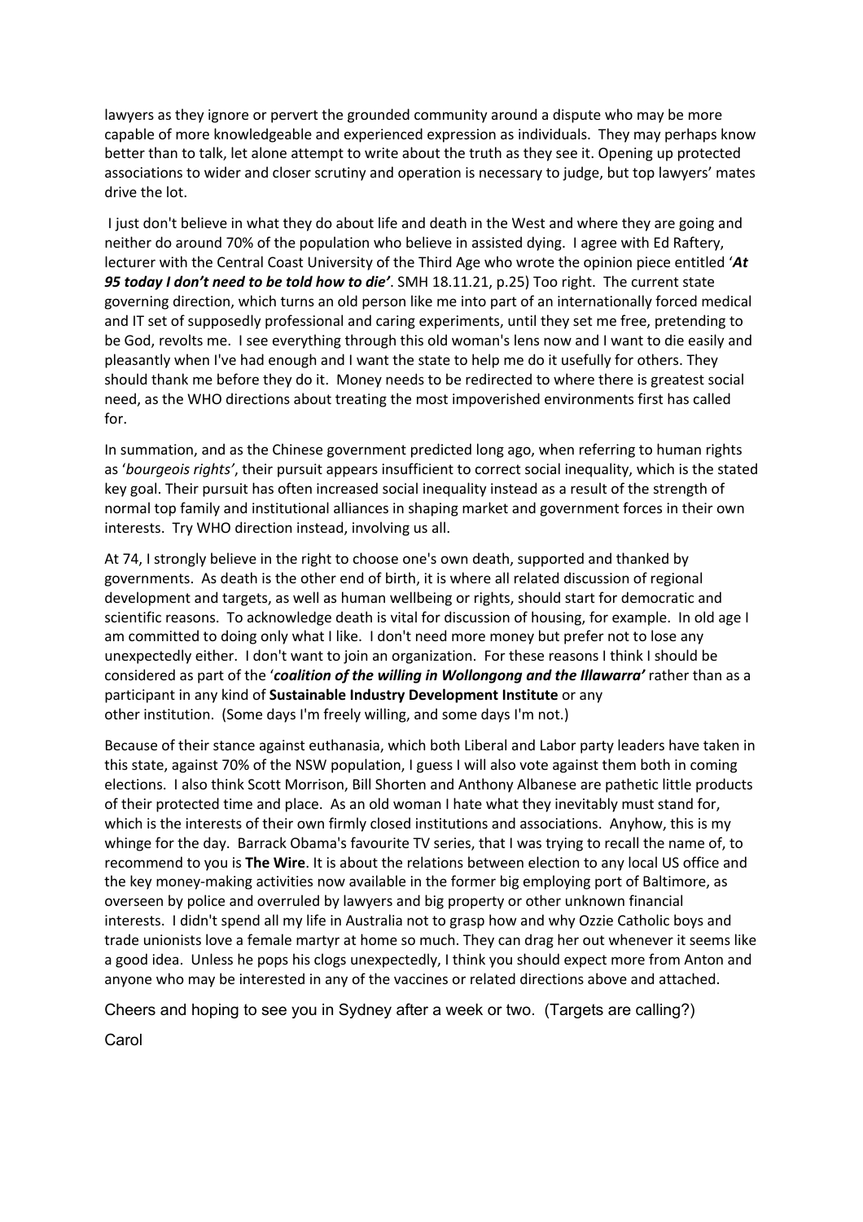lawyers as they ignore or pervert the grounded community around a dispute who may be more capable of more knowledgeable and experienced expression as individuals. They may perhaps know better than to talk, let alone attempt to write about the truth as they see it. Opening up protected associations to wider and closer scrutiny and operation is necessary to judge, but top lawyers' mates drive the lot.

I just don't believe in what they do about life and death in the West and where they are going and neither do around 70% of the population who believe in assisted dying. I agree with Ed Raftery, lecturer with the Central Coast University of the Third Age who wrote the opinion piece entitled '***At 95 today I don't need to be told how to die'***. SMH 18.11.21, p.25) Too right. The current state governing direction, which turns an old person like me into part of an internationally forced medical and IT set of supposedly professional and caring experiments, until they set me free, pretending to be God, revolts me. I see everything through this old woman's lens now and I want to die easily and pleasantly when I've had enough and I want the state to help me do it usefully for others. They should thank me before they do it. Money needs to be redirected to where there is greatest social need, as the WHO directions about treating the most impoverished environments first has called for.

In summation, and as the Chinese government predicted long ago, when referring to human rights as '*bourgeois rights'*, their pursuit appears insufficient to correct social inequality, which is the stated key goal. Their pursuit has often increased social inequality instead as a result of the strength of normal top family and institutional alliances in shaping market and government forces in their own interests. Try WHO direction instead, involving us all.

At 74, I strongly believe in the right to choose one's own death, supported and thanked by governments. As death is the other end of birth, it is where all related discussion of regional development and targets, as well as human wellbeing or rights, should start for democratic and scientific reasons. To acknowledge death is vital for discussion of housing, for example. In old age I am committed to doing only what I like. I don't need more money but prefer not to lose any unexpectedly either. I don't want to join an organization. For these reasons I think I should be considered as part of the '***coalition of the willing in Wollongong and the Illawarra'*** rather than as a participant in any kind of **Sustainable Industry Development Institute** or any other institution. (Some days I'm freely willing, and some days I'm not.)

Because of their stance against euthanasia, which both Liberal and Labor party leaders have taken in this state, against 70% of the NSW population, I guess I will also vote against them both in coming elections. I also think Scott Morrison, Bill Shorten and Anthony Albanese are pathetic little products of their protected time and place. As an old woman I hate what they inevitably must stand for, which is the interests of their own firmly closed institutions and associations. Anyhow, this is my whinge for the day. Barrack Obama's favourite TV series, that I was trying to recall the name of, to recommend to you is **The Wire**. It is about the relations between election to any local US office and the key money-making activities now available in the former big employing port of Baltimore, as overseen by police and overruled by lawyers and big property or other unknown financial interests. I didn't spend all my life in Australia not to grasp how and why Ozzie Catholic boys and trade unionists love a female martyr at home so much. They can drag her out whenever it seems like a good idea. Unless he pops his clogs unexpectedly, I think you should expect more from Anton and anyone who may be interested in any of the vaccines or related directions above and attached.

Cheers and hoping to see you in Sydney after a week or two. (Targets are calling?)

Carol